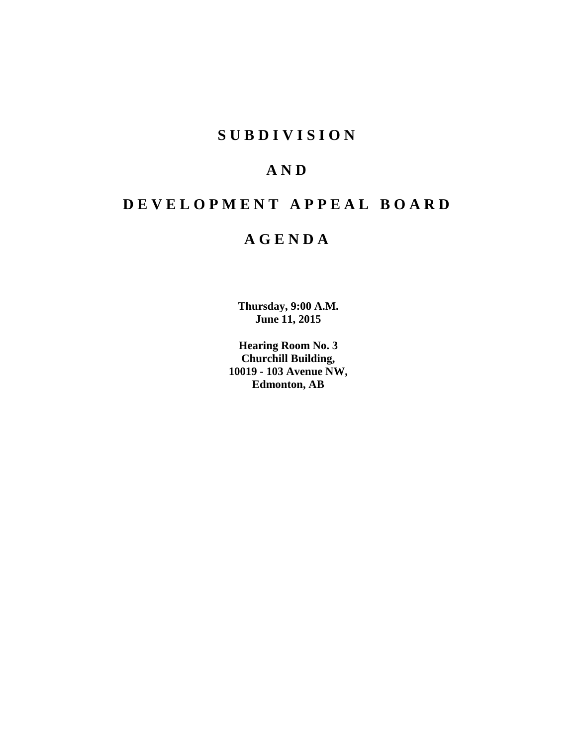# S U B D I V I S I O N

# A N D

# D E V E L O P M E N T   A P P E A L   B O A R D

# A G E N D A

**Thursday, 9:00 A.M.**
**June 11, 2015**

**Hearing Room No. 3**
**Churchill Building,**
**10019 - 103 Avenue NW,**
**Edmonton, AB**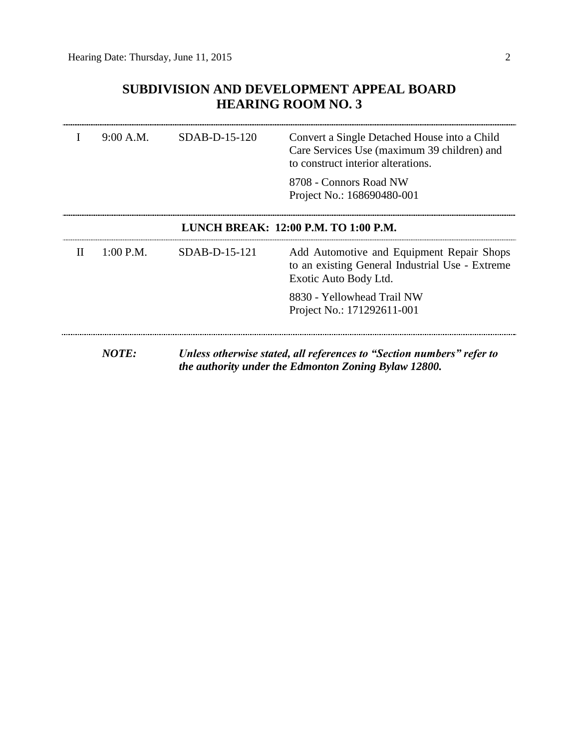## SUBDIVISION AND DEVELOPMENT APPEAL BOARD
## HEARING ROOM NO. 3

| | | | |
|---|---|---|---|
| I | 9:00 A.M. | SDAB-D-15-120 | Convert a Single Detached House into a Child Care Services Use (maximum 39 children) and to construct interior alterations.<br><br>8708 - Connors Road NW<br>Project No.: 168690480-001 |

**LUNCH BREAK: 12:00 P.M. TO 1:00 P.M.**

| | | | |
|---|---|---|---|
| II | 1:00 P.M. | SDAB-D-15-121 | Add Automotive and Equipment Repair Shops to an existing General Industrial Use - Extreme Exotic Auto Body Ltd.<br><br>8830 - Yellowhead Trail NW<br>Project No.: 171292611-001 |

***NOTE:*** ***Unless otherwise stated, all references to "Section numbers" refer to the authority under the Edmonton Zoning Bylaw 12800.***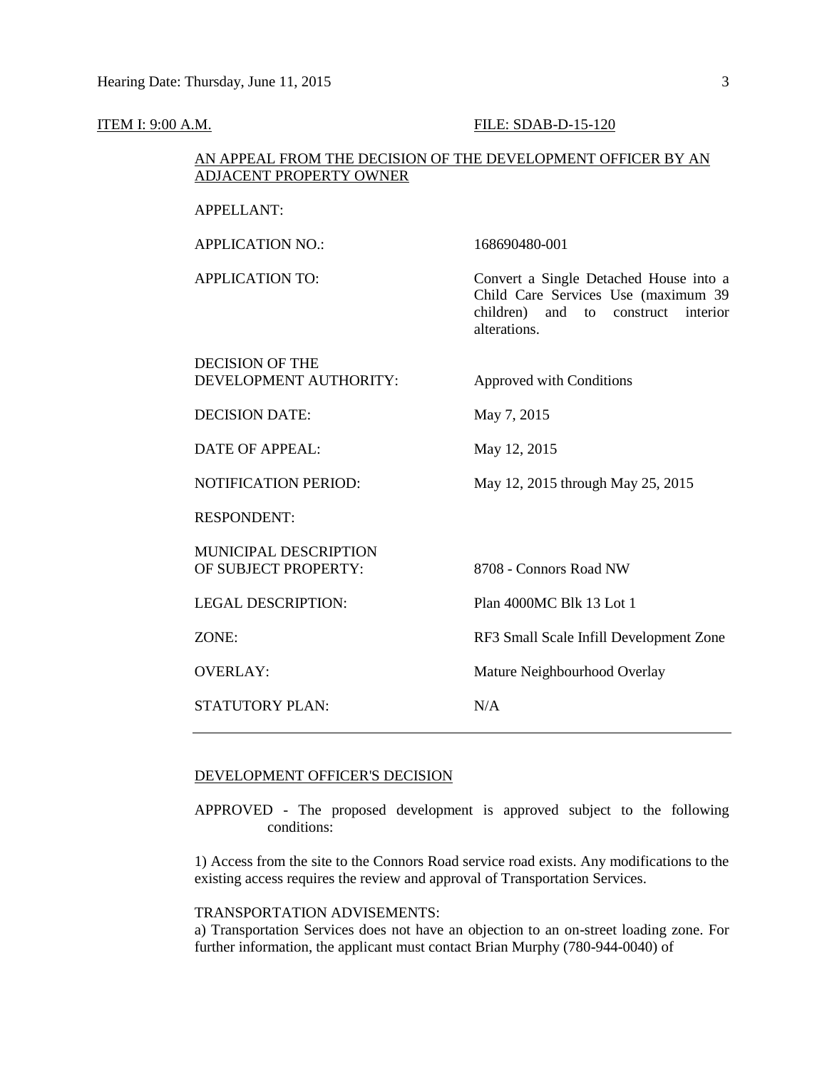ITEM I: 9:00 A.M. FILE: SDAB-D-15-120

AN APPEAL FROM THE DECISION OF THE DEVELOPMENT OFFICER BY AN ADJACENT PROPERTY OWNER

| | |
|---|---|
| APPELLANT: | |
| APPLICATION NO.: | 168690480-001 |
| APPLICATION TO: | Convert a Single Detached House into a Child Care Services Use (maximum 39 children) and to construct interior alterations. |
| DECISION OF THE DEVELOPMENT AUTHORITY: | Approved with Conditions |
| DECISION DATE: | May 7, 2015 |
| DATE OF APPEAL: | May 12, 2015 |
| NOTIFICATION PERIOD: | May 12, 2015 through May 25, 2015 |
| RESPONDENT: | |
| MUNICIPAL DESCRIPTION OF SUBJECT PROPERTY: | 8708 - Connors Road NW |
| LEGAL DESCRIPTION: | Plan 4000MC Blk 13 Lot 1 |
| ZONE: | RF3 Small Scale Infill Development Zone |
| OVERLAY: | Mature Neighbourhood Overlay |
| STATUTORY PLAN: | N/A |

---

DEVELOPMENT OFFICER'S DECISION

APPROVED - The proposed development is approved subject to the following conditions:

1) Access from the site to the Connors Road service road exists. Any modifications to the existing access requires the review and approval of Transportation Services.

TRANSPORTATION ADVISEMENTS:

a) Transportation Services does not have an objection to an on-street loading zone. For further information, the applicant must contact Brian Murphy (780-944-0040) of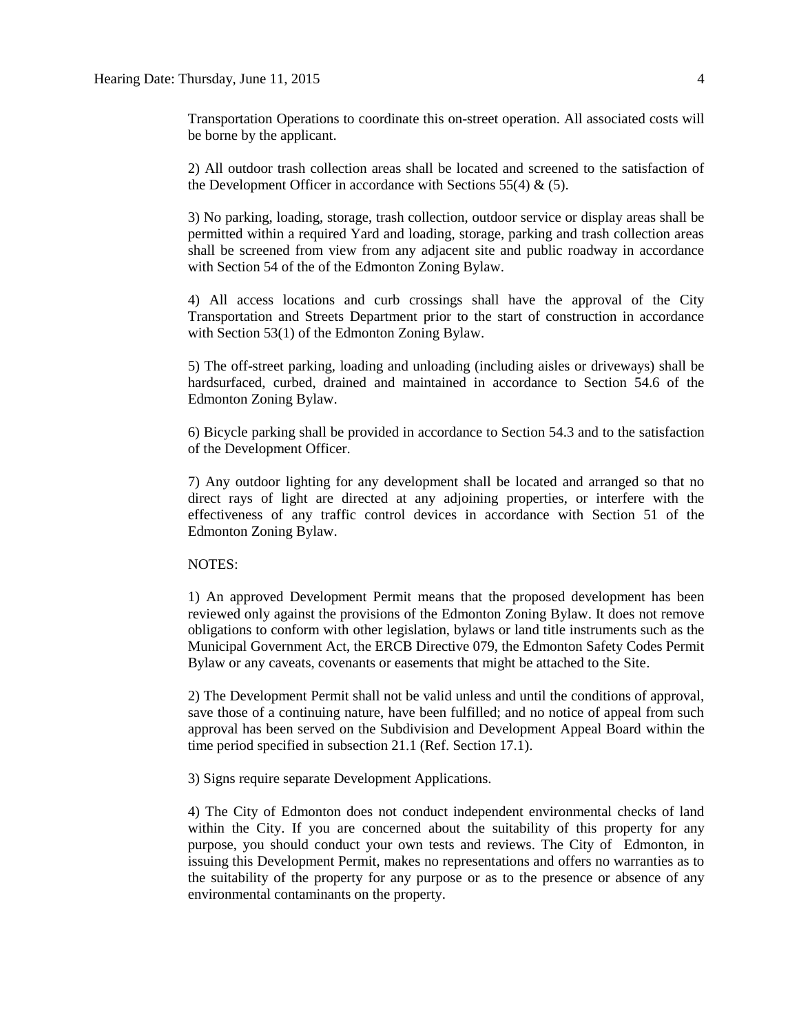Transportation Operations to coordinate this on-street operation. All associated costs will be borne by the applicant.

2) All outdoor trash collection areas shall be located and screened to the satisfaction of the Development Officer in accordance with Sections 55(4) & (5).

3) No parking, loading, storage, trash collection, outdoor service or display areas shall be permitted within a required Yard and loading, storage, parking and trash collection areas shall be screened from view from any adjacent site and public roadway in accordance with Section 54 of the of the Edmonton Zoning Bylaw.

4) All access locations and curb crossings shall have the approval of the City Transportation and Streets Department prior to the start of construction in accordance with Section 53(1) of the Edmonton Zoning Bylaw.

5) The off-street parking, loading and unloading (including aisles or driveways) shall be hardsurfaced, curbed, drained and maintained in accordance to Section 54.6 of the Edmonton Zoning Bylaw.

6) Bicycle parking shall be provided in accordance to Section 54.3 and to the satisfaction of the Development Officer.

7) Any outdoor lighting for any development shall be located and arranged so that no direct rays of light are directed at any adjoining properties, or interfere with the effectiveness of any traffic control devices in accordance with Section 51 of the Edmonton Zoning Bylaw.

NOTES:

1) An approved Development Permit means that the proposed development has been reviewed only against the provisions of the Edmonton Zoning Bylaw. It does not remove obligations to conform with other legislation, bylaws or land title instruments such as the Municipal Government Act, the ERCB Directive 079, the Edmonton Safety Codes Permit Bylaw or any caveats, covenants or easements that might be attached to the Site.

2) The Development Permit shall not be valid unless and until the conditions of approval, save those of a continuing nature, have been fulfilled; and no notice of appeal from such approval has been served on the Subdivision and Development Appeal Board within the time period specified in subsection 21.1 (Ref. Section 17.1).

3) Signs require separate Development Applications.

4) The City of Edmonton does not conduct independent environmental checks of land within the City. If you are concerned about the suitability of this property for any purpose, you should conduct your own tests and reviews. The City of Edmonton, in issuing this Development Permit, makes no representations and offers no warranties as to the suitability of the property for any purpose or as to the presence or absence of any environmental contaminants on the property.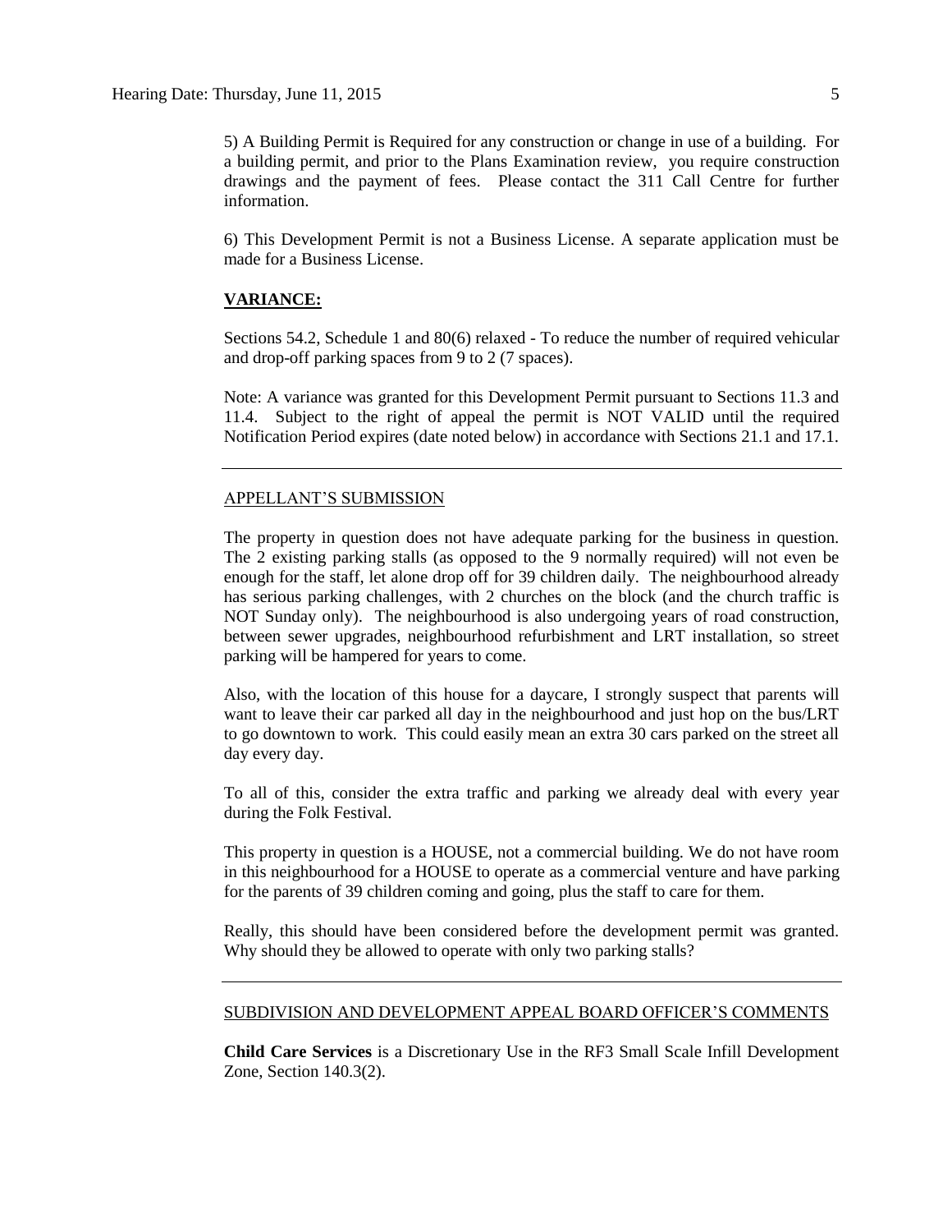5) A Building Permit is Required for any construction or change in use of a building. For a building permit, and prior to the Plans Examination review, you require construction drawings and the payment of fees. Please contact the 311 Call Centre for further information.

6) This Development Permit is not a Business License. A separate application must be made for a Business License.

**VARIANCE:**

Sections 54.2, Schedule 1 and 80(6) relaxed - To reduce the number of required vehicular and drop-off parking spaces from 9 to 2 (7 spaces).

Note: A variance was granted for this Development Permit pursuant to Sections 11.3 and 11.4. Subject to the right of appeal the permit is NOT VALID until the required Notification Period expires (date noted below) in accordance with Sections 21.1 and 17.1.

---

APPELLANT'S SUBMISSION

The property in question does not have adequate parking for the business in question. The 2 existing parking stalls (as opposed to the 9 normally required) will not even be enough for the staff, let alone drop off for 39 children daily. The neighbourhood already has serious parking challenges, with 2 churches on the block (and the church traffic is NOT Sunday only). The neighbourhood is also undergoing years of road construction, between sewer upgrades, neighbourhood refurbishment and LRT installation, so street parking will be hampered for years to come.

Also, with the location of this house for a daycare, I strongly suspect that parents will want to leave their car parked all day in the neighbourhood and just hop on the bus/LRT to go downtown to work. This could easily mean an extra 30 cars parked on the street all day every day.

To all of this, consider the extra traffic and parking we already deal with every year during the Folk Festival.

This property in question is a HOUSE, not a commercial building. We do not have room in this neighbourhood for a HOUSE to operate as a commercial venture and have parking for the parents of 39 children coming and going, plus the staff to care for them.

Really, this should have been considered before the development permit was granted. Why should they be allowed to operate with only two parking stalls?

---

SUBDIVISION AND DEVELOPMENT APPEAL BOARD OFFICER'S COMMENTS

**Child Care Services** is a Discretionary Use in the RF3 Small Scale Infill Development Zone, Section 140.3(2).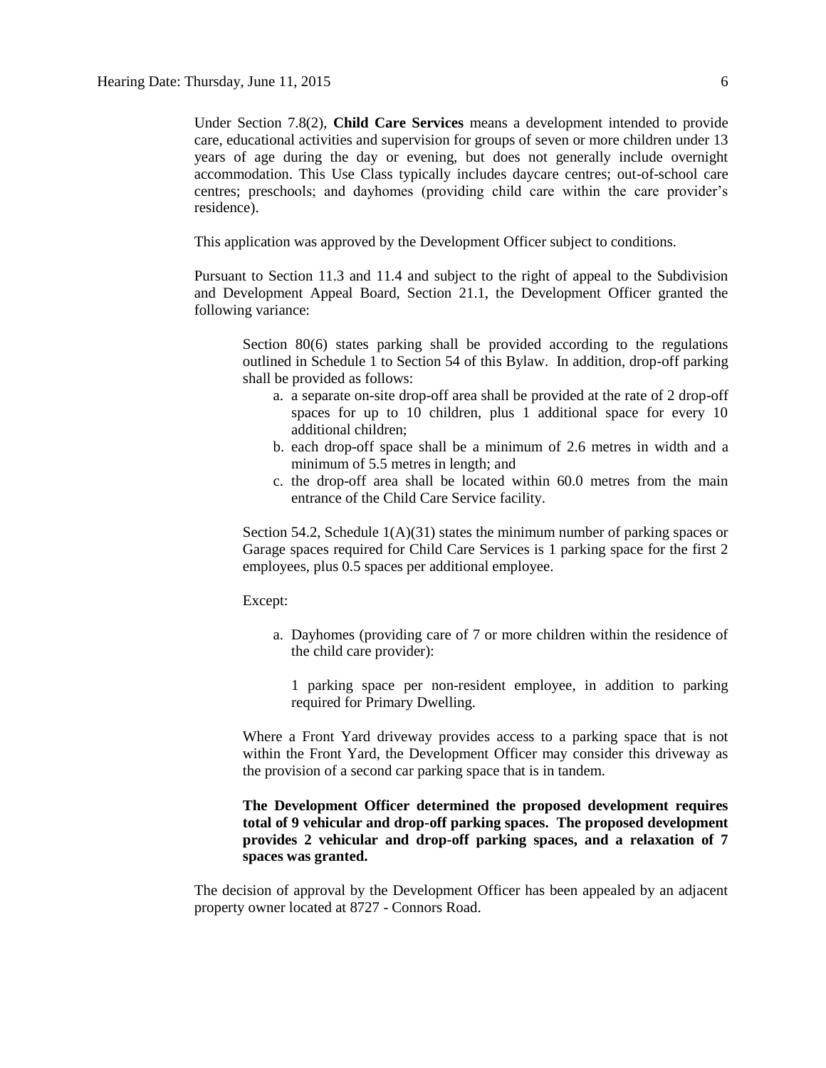Under Section 7.8(2), **Child Care Services** means a development intended to provide care, educational activities and supervision for groups of seven or more children under 13 years of age during the day or evening, but does not generally include overnight accommodation. This Use Class typically includes daycare centres; out-of-school care centres; preschools; and dayhomes (providing child care within the care provider's residence).

This application was approved by the Development Officer subject to conditions.

Pursuant to Section 11.3 and 11.4 and subject to the right of appeal to the Subdivision and Development Appeal Board, Section 21.1, the Development Officer granted the following variance:

> Section 80(6) states parking shall be provided according to the regulations outlined in Schedule 1 to Section 54 of this Bylaw. In addition, drop-off parking shall be provided as follows:
>
> a. a separate on-site drop-off area shall be provided at the rate of 2 drop-off spaces for up to 10 children, plus 1 additional space for every 10 additional children;
> b. each drop-off space shall be a minimum of 2.6 metres in width and a minimum of 5.5 metres in length; and
> c. the drop-off area shall be located within 60.0 metres from the main entrance of the Child Care Service facility.
>
> Section 54.2, Schedule 1(A)(31) states the minimum number of parking spaces or Garage spaces required for Child Care Services is 1 parking space for the first 2 employees, plus 0.5 spaces per additional employee.
>
> Except:
>
> a. Dayhomes (providing care of 7 or more children within the residence of the child care provider):
>
>    1 parking space per non-resident employee, in addition to parking required for Primary Dwelling.
>
> Where a Front Yard driveway provides access to a parking space that is not within the Front Yard, the Development Officer may consider this driveway as the provision of a second car parking space that is in tandem.
>
> **The Development Officer determined the proposed development requires total of 9 vehicular and drop-off parking spaces. The proposed development provides 2 vehicular and drop-off parking spaces, and a relaxation of 7 spaces was granted.**

The decision of approval by the Development Officer has been appealed by an adjacent property owner located at 8727 - Connors Road.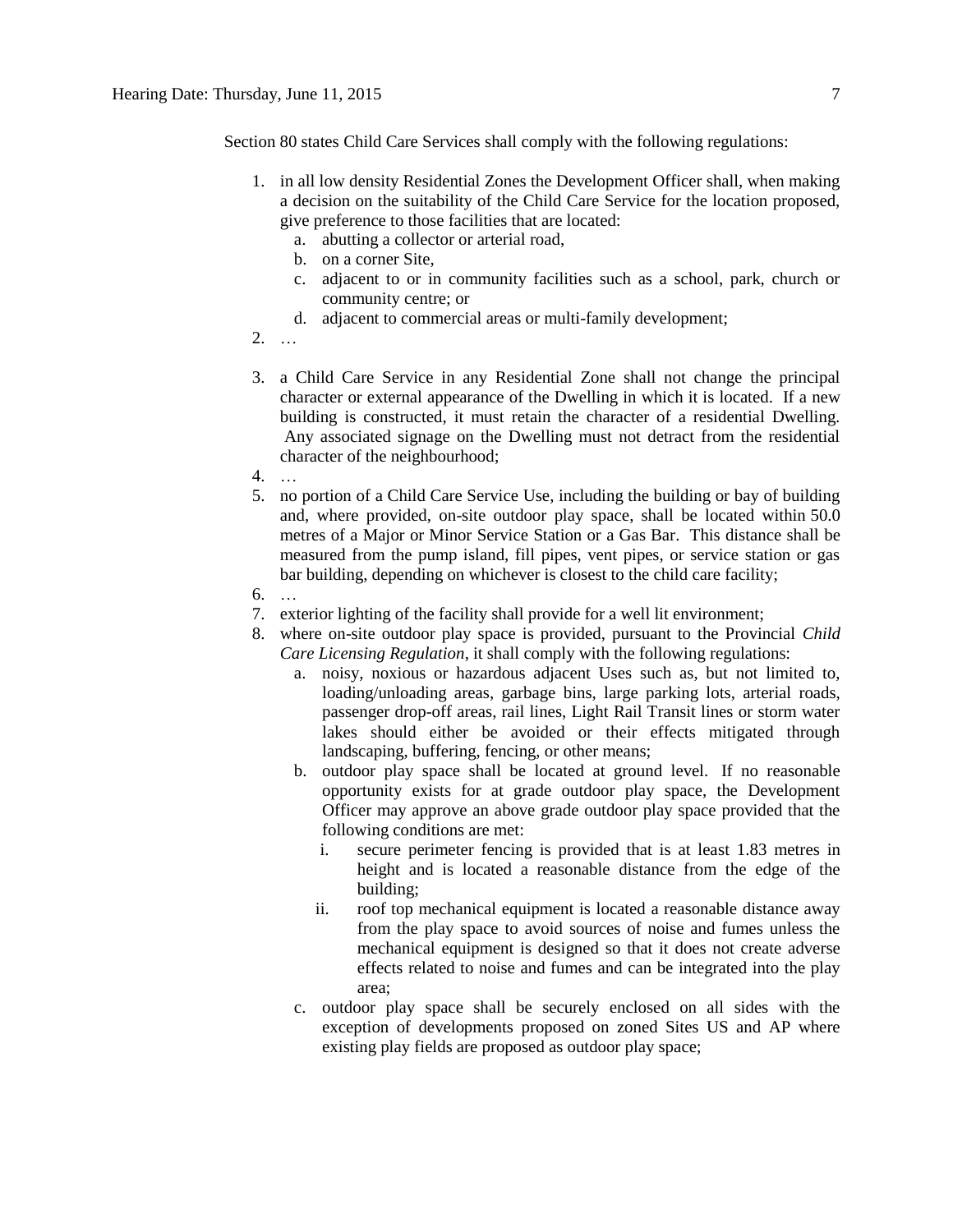Section 80 states Child Care Services shall comply with the following regulations:

1. in all low density Residential Zones the Development Officer shall, when making a decision on the suitability of the Child Care Service for the location proposed, give preference to those facilities that are located:
   a. abutting a collector or arterial road,
   b. on a corner Site,
   c. adjacent to or in community facilities such as a school, park, church or community centre; or
   d. adjacent to commercial areas or multi-family development;
2. …
3. a Child Care Service in any Residential Zone shall not change the principal character or external appearance of the Dwelling in which it is located. If a new building is constructed, it must retain the character of a residential Dwelling. Any associated signage on the Dwelling must not detract from the residential character of the neighbourhood;
4. …
5. no portion of a Child Care Service Use, including the building or bay of building and, where provided, on-site outdoor play space, shall be located within 50.0 metres of a Major or Minor Service Station or a Gas Bar. This distance shall be measured from the pump island, fill pipes, vent pipes, or service station or gas bar building, depending on whichever is closest to the child care facility;
6. …
7. exterior lighting of the facility shall provide for a well lit environment;
8. where on-site outdoor play space is provided, pursuant to the Provincial *Child Care Licensing Regulation*, it shall comply with the following regulations:
   a. noisy, noxious or hazardous adjacent Uses such as, but not limited to, loading/unloading areas, garbage bins, large parking lots, arterial roads, passenger drop-off areas, rail lines, Light Rail Transit lines or storm water lakes should either be avoided or their effects mitigated through landscaping, buffering, fencing, or other means;
   b. outdoor play space shall be located at ground level. If no reasonable opportunity exists for at grade outdoor play space, the Development Officer may approve an above grade outdoor play space provided that the following conditions are met:
      i. secure perimeter fencing is provided that is at least 1.83 metres in height and is located a reasonable distance from the edge of the building;
      ii. roof top mechanical equipment is located a reasonable distance away from the play space to avoid sources of noise and fumes unless the mechanical equipment is designed so that it does not create adverse effects related to noise and fumes and can be integrated into the play area;
   c. outdoor play space shall be securely enclosed on all sides with the exception of developments proposed on zoned Sites US and AP where existing play fields are proposed as outdoor play space;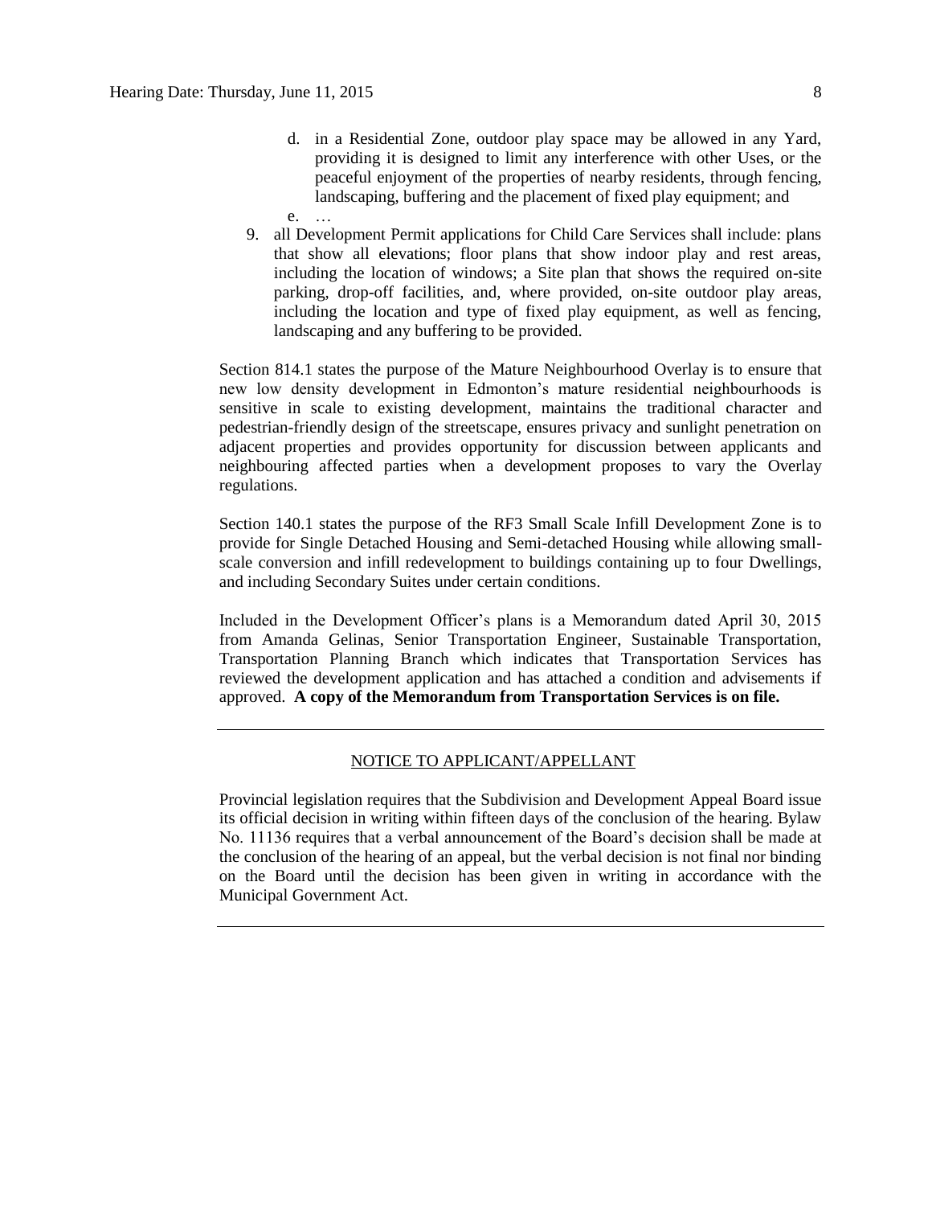d. in a Residential Zone, outdoor play space may be allowed in any Yard, providing it is designed to limit any interference with other Uses, or the peaceful enjoyment of the properties of nearby residents, through fencing, landscaping, buffering and the placement of fixed play equipment; and

   e. …

9. all Development Permit applications for Child Care Services shall include: plans that show all elevations; floor plans that show indoor play and rest areas, including the location of windows; a Site plan that shows the required on-site parking, drop-off facilities, and, where provided, on-site outdoor play areas, including the location and type of fixed play equipment, as well as fencing, landscaping and any buffering to be provided.

Section 814.1 states the purpose of the Mature Neighbourhood Overlay is to ensure that new low density development in Edmonton's mature residential neighbourhoods is sensitive in scale to existing development, maintains the traditional character and pedestrian-friendly design of the streetscape, ensures privacy and sunlight penetration on adjacent properties and provides opportunity for discussion between applicants and neighbouring affected parties when a development proposes to vary the Overlay regulations.

Section 140.1 states the purpose of the RF3 Small Scale Infill Development Zone is to provide for Single Detached Housing and Semi-detached Housing while allowing small-scale conversion and infill redevelopment to buildings containing up to four Dwellings, and including Secondary Suites under certain conditions.

Included in the Development Officer's plans is a Memorandum dated April 30, 2015 from Amanda Gelinas, Senior Transportation Engineer, Sustainable Transportation, Transportation Planning Branch which indicates that Transportation Services has reviewed the development application and has attached a condition and advisements if approved. **A copy of the Memorandum from Transportation Services is on file.**

---

NOTICE TO APPLICANT/APPELLANT

Provincial legislation requires that the Subdivision and Development Appeal Board issue its official decision in writing within fifteen days of the conclusion of the hearing. Bylaw No. 11136 requires that a verbal announcement of the Board's decision shall be made at the conclusion of the hearing of an appeal, but the verbal decision is not final nor binding on the Board until the decision has been given in writing in accordance with the Municipal Government Act.

---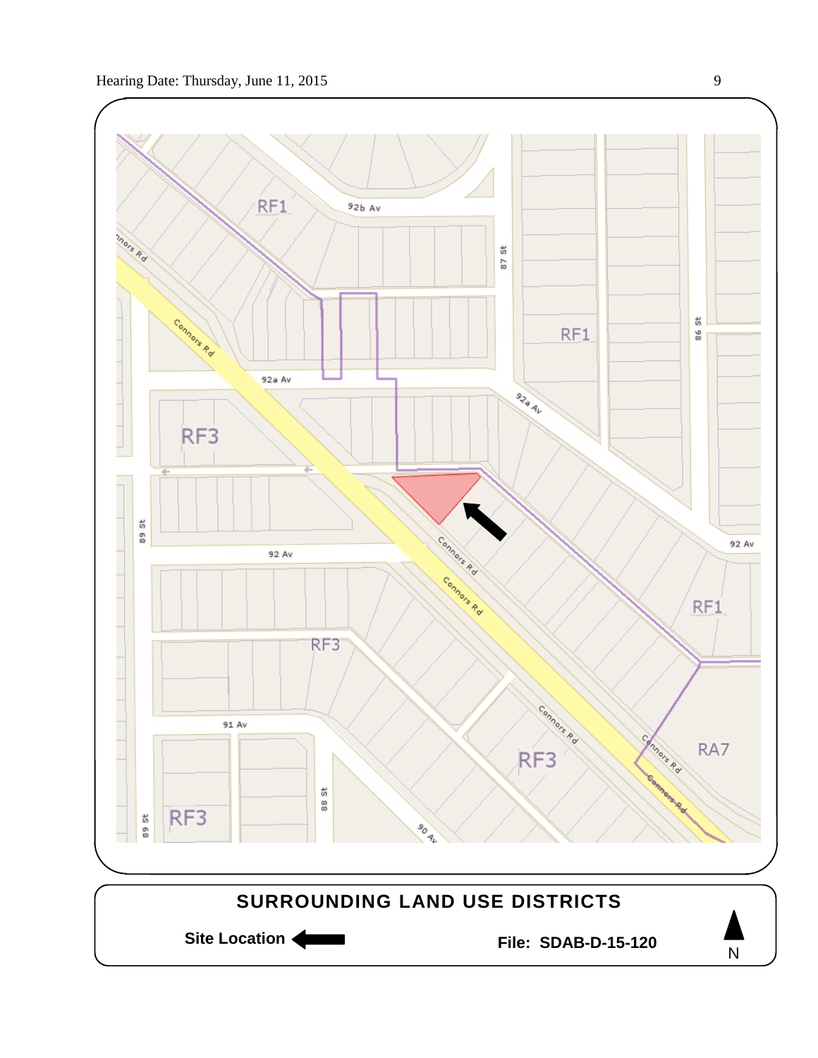RF1

92b Av

87 St

RF1

86 St

Connors Rd

Connors Rd

92a Av

92a Av

RF3

89 St

Connors Rd

92 Av

92 Av

Connors Rd

RF1

RF3

91 Av

Connors Rd

RF3

Connors Rd

RA7

Connors Rd

89 St

RF3

88 St

90 Av

**SURROUNDING LAND USE DISTRICTS**

**Site Location**

**File: SDAB-D-15-120**

N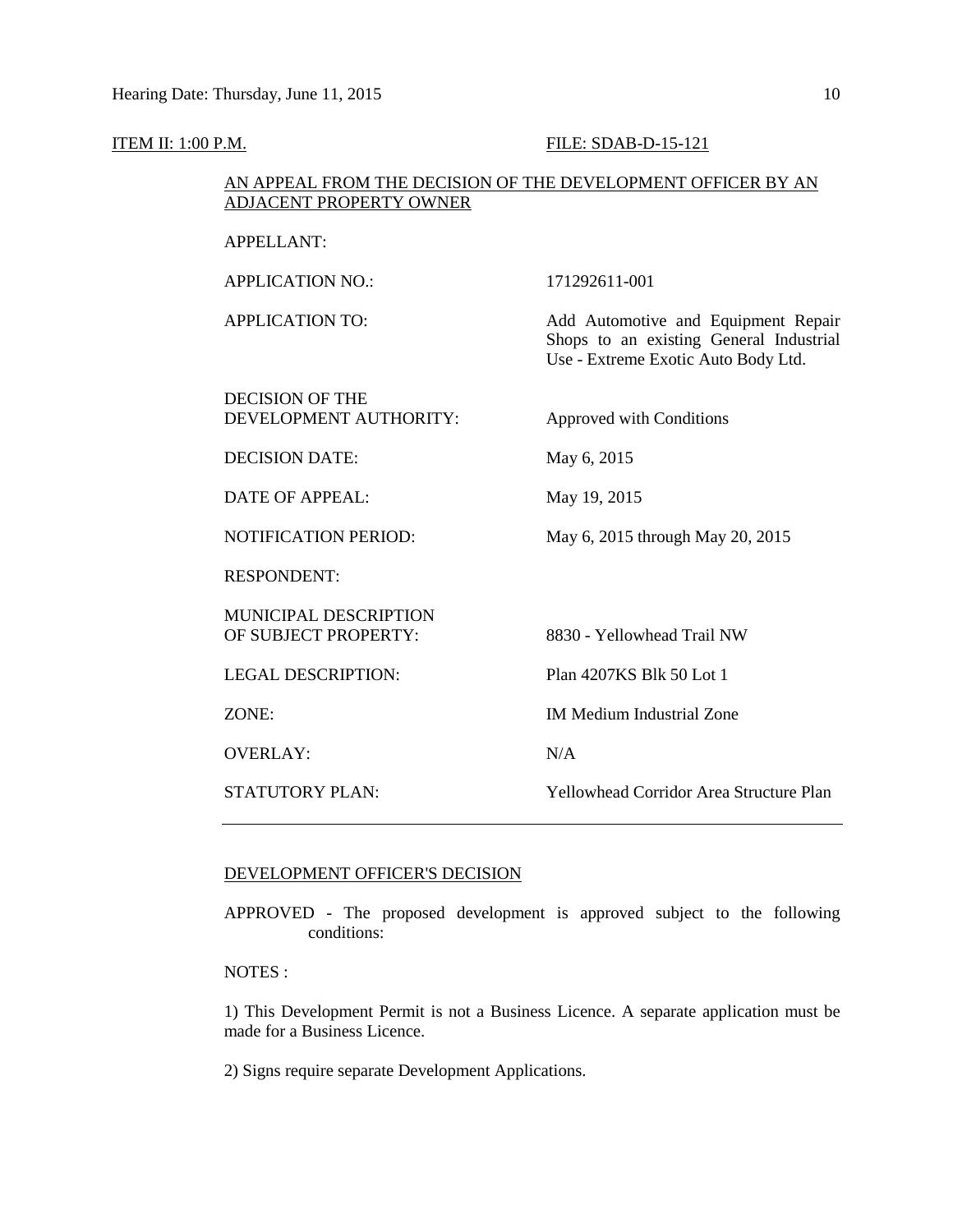ITEM II: 1:00 P.M. FILE: SDAB-D-15-121

AN APPEAL FROM THE DECISION OF THE DEVELOPMENT OFFICER BY AN ADJACENT PROPERTY OWNER

| | |
|---|---|
| APPELLANT: | |
| APPLICATION NO.: | 171292611-001 |
| APPLICATION TO: | Add Automotive and Equipment Repair Shops to an existing General Industrial Use - Extreme Exotic Auto Body Ltd. |
| DECISION OF THE DEVELOPMENT AUTHORITY: | Approved with Conditions |
| DECISION DATE: | May 6, 2015 |
| DATE OF APPEAL: | May 19, 2015 |
| NOTIFICATION PERIOD: | May 6, 2015 through May 20, 2015 |
| RESPONDENT: | |
| MUNICIPAL DESCRIPTION OF SUBJECT PROPERTY: | 8830 - Yellowhead Trail NW |
| LEGAL DESCRIPTION: | Plan 4207KS Blk 50 Lot 1 |
| ZONE: | IM Medium Industrial Zone |
| OVERLAY: | N/A |
| STATUTORY PLAN: | Yellowhead Corridor Area Structure Plan |

---

DEVELOPMENT OFFICER'S DECISION

APPROVED - The proposed development is approved subject to the following conditions:

NOTES :

1) This Development Permit is not a Business Licence. A separate application must be made for a Business Licence.

2) Signs require separate Development Applications.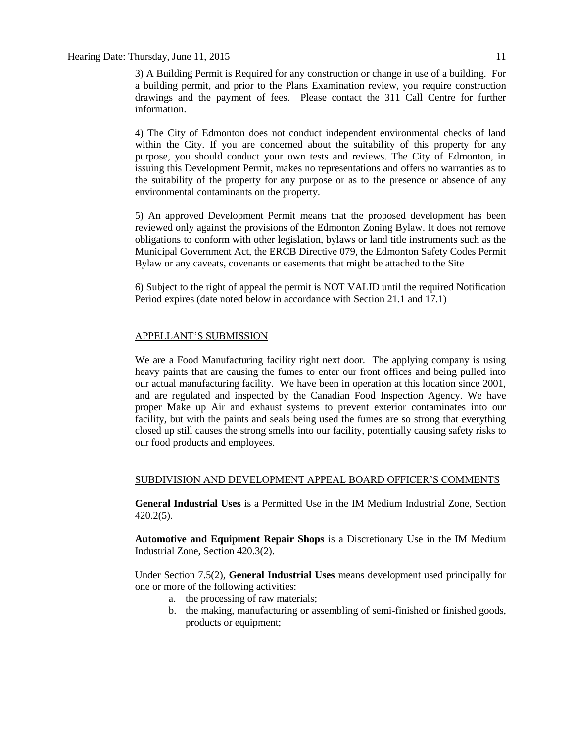3) A Building Permit is Required for any construction or change in use of a building. For a building permit, and prior to the Plans Examination review, you require construction drawings and the payment of fees. Please contact the 311 Call Centre for further information.

4) The City of Edmonton does not conduct independent environmental checks of land within the City. If you are concerned about the suitability of this property for any purpose, you should conduct your own tests and reviews. The City of Edmonton, in issuing this Development Permit, makes no representations and offers no warranties as to the suitability of the property for any purpose or as to the presence or absence of any environmental contaminants on the property.

5) An approved Development Permit means that the proposed development has been reviewed only against the provisions of the Edmonton Zoning Bylaw. It does not remove obligations to conform with other legislation, bylaws or land title instruments such as the Municipal Government Act, the ERCB Directive 079, the Edmonton Safety Codes Permit Bylaw or any caveats, covenants or easements that might be attached to the Site

6) Subject to the right of appeal the permit is NOT VALID until the required Notification Period expires (date noted below in accordance with Section 21.1 and 17.1)

---

## APPELLANT'S SUBMISSION

We are a Food Manufacturing facility right next door. The applying company is using heavy paints that are causing the fumes to enter our front offices and being pulled into our actual manufacturing facility. We have been in operation at this location since 2001, and are regulated and inspected by the Canadian Food Inspection Agency. We have proper Make up Air and exhaust systems to prevent exterior contaminates into our facility, but with the paints and seals being used the fumes are so strong that everything closed up still causes the strong smells into our facility, potentially causing safety risks to our food products and employees.

---

## SUBDIVISION AND DEVELOPMENT APPEAL BOARD OFFICER'S COMMENTS

**General Industrial Uses** is a Permitted Use in the IM Medium Industrial Zone, Section 420.2(5).

**Automotive and Equipment Repair Shops** is a Discretionary Use in the IM Medium Industrial Zone, Section 420.3(2).

Under Section 7.5(2), **General Industrial Uses** means development used principally for one or more of the following activities:

a. the processing of raw materials;
b. the making, manufacturing or assembling of semi-finished or finished goods, products or equipment;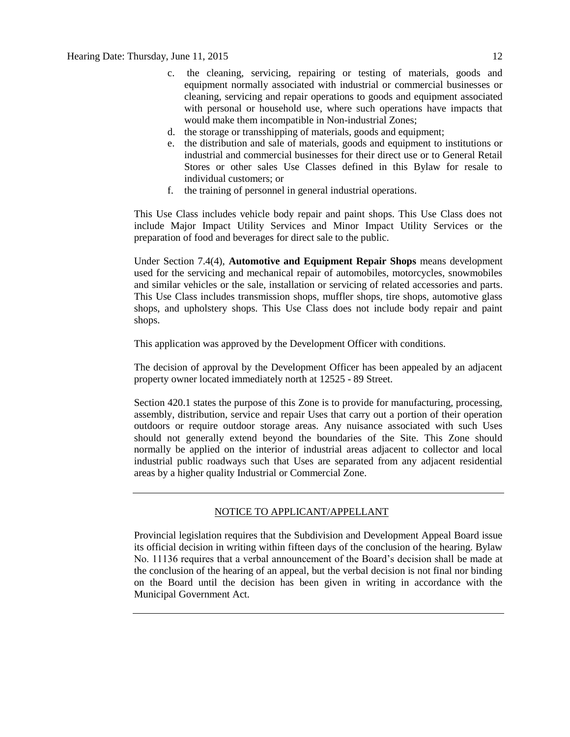c. the cleaning, servicing, repairing or testing of materials, goods and equipment normally associated with industrial or commercial businesses or cleaning, servicing and repair operations to goods and equipment associated with personal or household use, where such operations have impacts that would make them incompatible in Non-industrial Zones;
d. the storage or transshipping of materials, goods and equipment;
e. the distribution and sale of materials, goods and equipment to institutions or industrial and commercial businesses for their direct use or to General Retail Stores or other sales Use Classes defined in this Bylaw for resale to individual customers; or
f. the training of personnel in general industrial operations.

This Use Class includes vehicle body repair and paint shops. This Use Class does not include Major Impact Utility Services and Minor Impact Utility Services or the preparation of food and beverages for direct sale to the public.

Under Section 7.4(4), **Automotive and Equipment Repair Shops** means development used for the servicing and mechanical repair of automobiles, motorcycles, snowmobiles and similar vehicles or the sale, installation or servicing of related accessories and parts. This Use Class includes transmission shops, muffler shops, tire shops, automotive glass shops, and upholstery shops. This Use Class does not include body repair and paint shops.

This application was approved by the Development Officer with conditions.

The decision of approval by the Development Officer has been appealed by an adjacent property owner located immediately north at 12525 - 89 Street.

Section 420.1 states the purpose of this Zone is to provide for manufacturing, processing, assembly, distribution, service and repair Uses that carry out a portion of their operation outdoors or require outdoor storage areas. Any nuisance associated with such Uses should not generally extend beyond the boundaries of the Site. This Zone should normally be applied on the interior of industrial areas adjacent to collector and local industrial public roadways such that Uses are separated from any adjacent residential areas by a higher quality Industrial or Commercial Zone.

---

NOTICE TO APPLICANT/APPELLANT

Provincial legislation requires that the Subdivision and Development Appeal Board issue its official decision in writing within fifteen days of the conclusion of the hearing. Bylaw No. 11136 requires that a verbal announcement of the Board's decision shall be made at the conclusion of the hearing of an appeal, but the verbal decision is not final nor binding on the Board until the decision has been given in writing in accordance with the Municipal Government Act.

---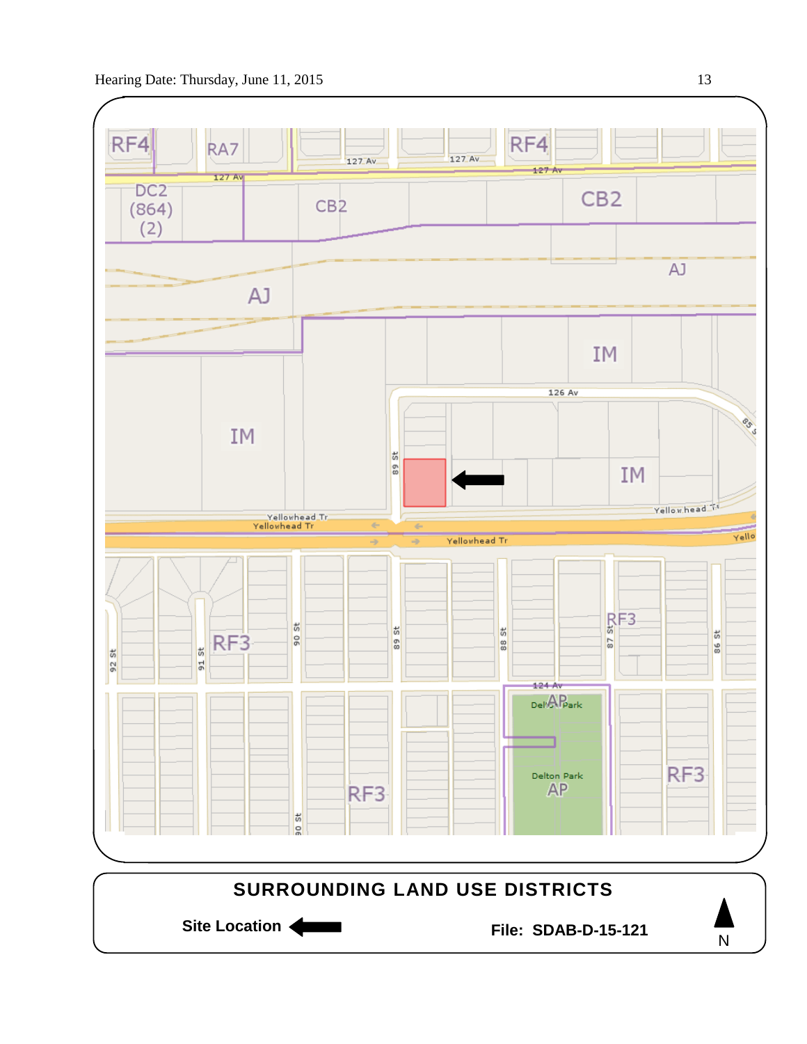Hearing Date: Thursday, June 11, 2015

RF4 RA7 RF4
127 Av 127 Av 127 Av 127 Av
DC2 (864) (2)
CB2 CB2
AJ AJ
IM
126 Av
IM IM
89 St
Yellowhead Tr
RF3 RF3
92 St 91 St 90 St 89 St 88 St 87 St 86 St
124 Av
AP
Delton Park
AP
RF3 RF3

**SURROUNDING LAND USE DISTRICTS**

**Site Location** ←

**File: SDAB-D-15-121**

N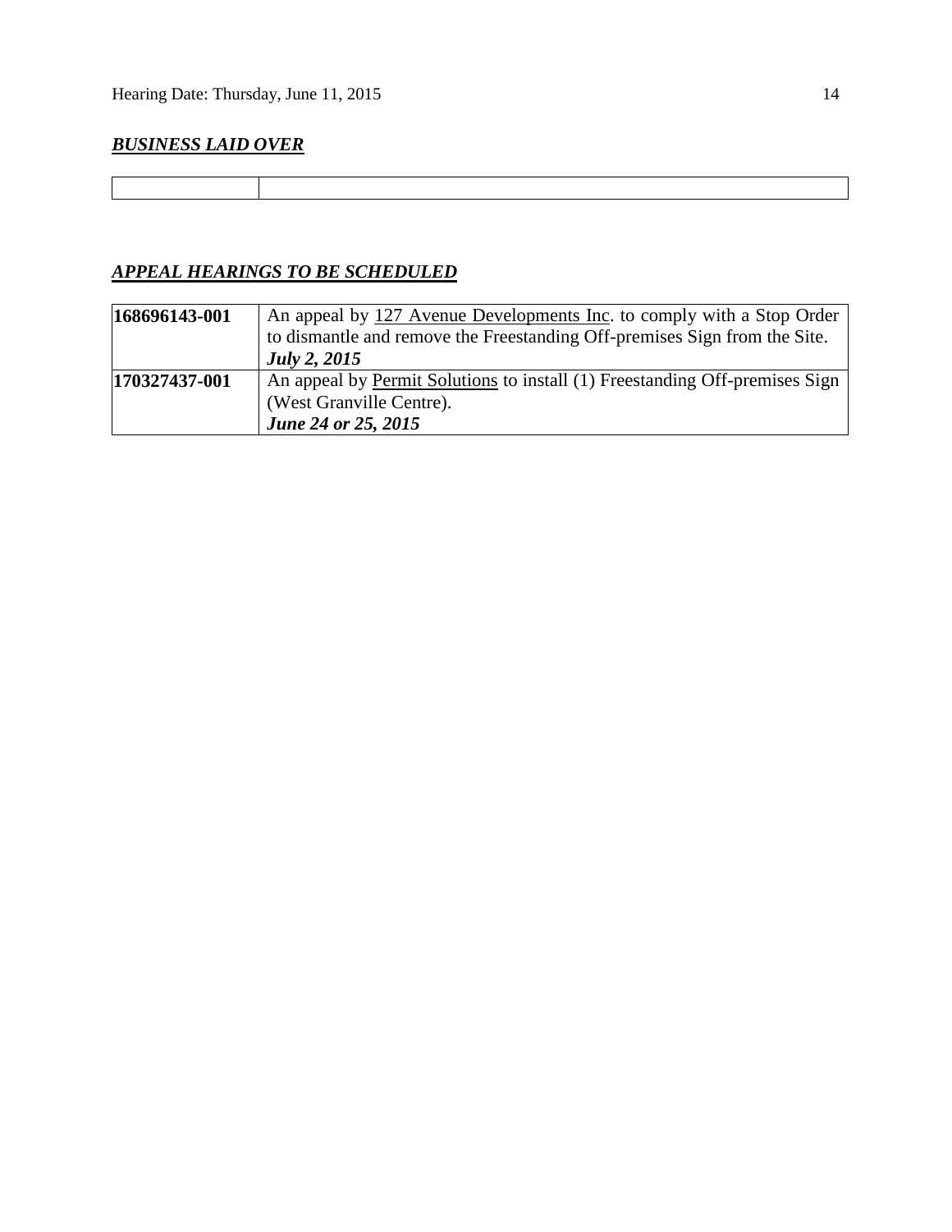***BUSINESS LAID OVER***

| | |
|---|---|
| | |

***APPEAL HEARINGS TO BE SCHEDULED***

| | |
|---|---|
| **168696143-001** | An appeal by 127 Avenue Developments Inc. to comply with a Stop Order to dismantle and remove the Freestanding Off-premises Sign from the Site. ***July 2, 2015*** |
| **170327437-001** | An appeal by Permit Solutions to install (1) Freestanding Off-premises Sign (West Granville Centre). ***June 24 or 25, 2015*** |